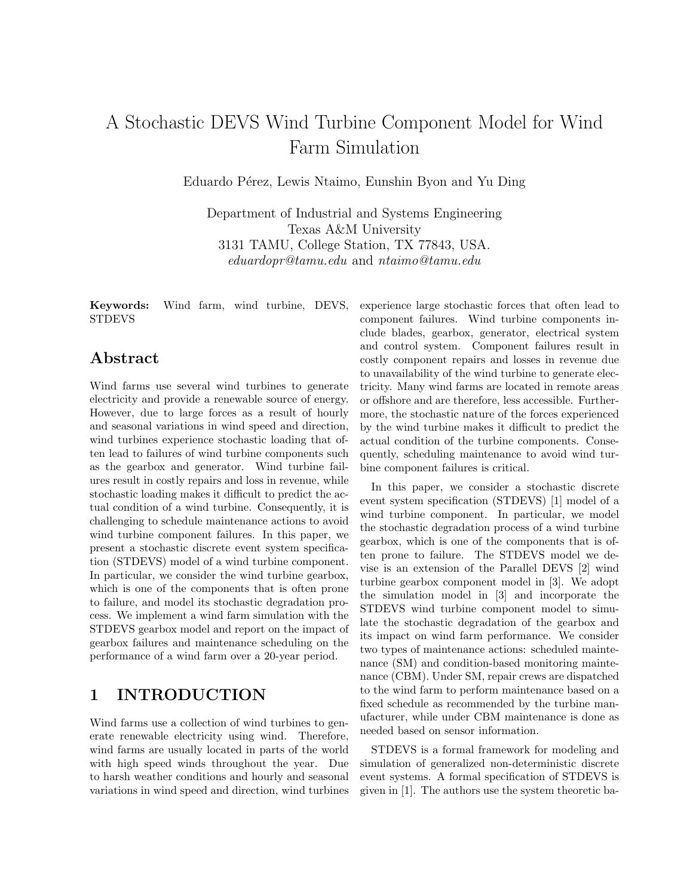# A Stochastic DEVS Wind Turbine Component Model for Wind Farm Simulation

Eduardo Pérez, Lewis Ntaimo, Eunshin Byon and Yu Ding

Department of Industrial and Systems Engineering
Texas A&M University
3131 TAMU, College Station, TX 77843, USA.
*eduardopr@tamu.edu* and *ntaimo@tamu.edu*

**Keywords:** Wind farm, wind turbine, DEVS, STDEVS

## Abstract

Wind farms use several wind turbines to generate electricity and provide a renewable source of energy. However, due to large forces as a result of hourly and seasonal variations in wind speed and direction, wind turbines experience stochastic loading that often lead to failures of wind turbine components such as the gearbox and generator. Wind turbine failures result in costly repairs and loss in revenue, while stochastic loading makes it difficult to predict the actual condition of a wind turbine. Consequently, it is challenging to schedule maintenance actions to avoid wind turbine component failures. In this paper, we present a stochastic discrete event system specification (STDEVS) model of a wind turbine component. In particular, we consider the wind turbine gearbox, which is one of the components that is often prone to failure, and model its stochastic degradation process. We implement a wind farm simulation with the STDEVS gearbox model and report on the impact of gearbox failures and maintenance scheduling on the performance of a wind farm over a 20-year period.

## 1 INTRODUCTION

Wind farms use a collection of wind turbines to generate renewable electricity using wind. Therefore, wind farms are usually located in parts of the world with high speed winds throughout the year. Due to harsh weather conditions and hourly and seasonal variations in wind speed and direction, wind turbines experience large stochastic forces that often lead to component failures. Wind turbine components include blades, gearbox, generator, electrical system and control system. Component failures result in costly component repairs and losses in revenue due to unavailability of the wind turbine to generate electricity. Many wind farms are located in remote areas or offshore and are therefore, less accessible. Furthermore, the stochastic nature of the forces experienced by the wind turbine makes it difficult to predict the actual condition of the turbine components. Consequently, scheduling maintenance to avoid wind turbine component failures is critical.

In this paper, we consider a stochastic discrete event system specification (STDEVS) [1] model of a wind turbine component. In particular, we model the stochastic degradation process of a wind turbine gearbox, which is one of the components that is often prone to failure. The STDEVS model we devise is an extension of the Parallel DEVS [2] wind turbine gearbox component model in [3]. We adopt the simulation model in [3] and incorporate the STDEVS wind turbine component model to simulate the stochastic degradation of the gearbox and its impact on wind farm performance. We consider two types of maintenance actions: scheduled maintenance (SM) and condition-based monitoring maintenance (CBM). Under SM, repair crews are dispatched to the wind farm to perform maintenance based on a fixed schedule as recommended by the turbine manufacturer, while under CBM maintenance is done as needed based on sensor information.

STDEVS is a formal framework for modeling and simulation of generalized non-deterministic discrete event systems. A formal specification of STDEVS is given in [1]. The authors use the system theoretic ba-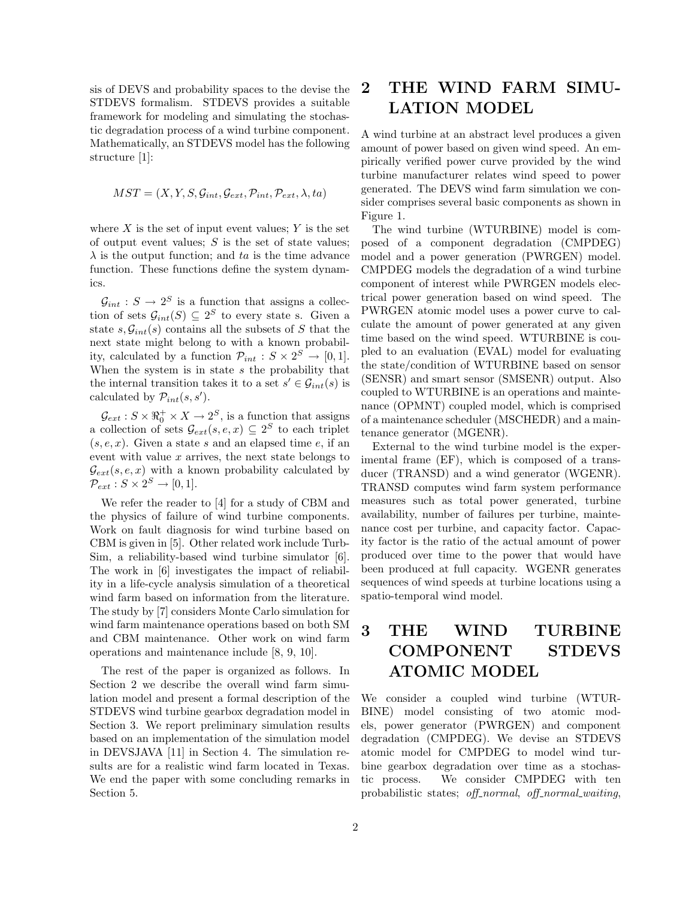sis of DEVS and probability spaces to the devise the STDEVS formalism. STDEVS provides a suitable framework for modeling and simulating the stochastic degradation process of a wind turbine component. Mathematically, an STDEVS model has the following structure [1]:

$$MST = (X, Y, S, \mathcal{G}_{int}, \mathcal{G}_{ext}, \mathcal{P}_{int}, \mathcal{P}_{ext}, \lambda, ta)$$

where $X$ is the set of input event values; $Y$ is the set of output event values; $S$ is the set of state values; $\lambda$ is the output function; and $ta$ is the time advance function. These functions define the system dynamics.

$\mathcal{G}_{int} : S \rightarrow 2^S$ is a function that assigns a collection of sets $\mathcal{G}_{int}(S) \subseteq 2^S$ to every state s. Given a state $s, \mathcal{G}_{int}(s)$ contains all the subsets of $S$ that the next state might belong to with a known probability, calculated by a function $\mathcal{P}_{int} : S \times 2^S \rightarrow [0, 1]$. When the system is in state $s$ the probability that the internal transition takes it to a set $s' \in \mathcal{G}_{int}(s)$ is calculated by $\mathcal{P}_{int}(s, s')$.

$\mathcal{G}_{ext} : S \times \Re_0^+ \times X \rightarrow 2^S$, is a function that assigns a collection of sets $\mathcal{G}_{ext}(s, e, x) \subseteq 2^S$ to each triplet $(s, e, x)$. Given a state $s$ and an elapsed time $e$, if an event with value $x$ arrives, the next state belongs to $\mathcal{G}_{ext}(s, e, x)$ with a known probability calculated by $\mathcal{P}_{ext} : S \times 2^S \rightarrow [0, 1]$.

We refer the reader to [4] for a study of CBM and the physics of failure of wind turbine components. Work on fault diagnosis for wind turbine based on CBM is given in [5]. Other related work include TurbSim, a reliability-based wind turbine simulator [6]. The work in [6] investigates the impact of reliability in a life-cycle analysis simulation of a theoretical wind farm based on information from the literature. The study by [7] considers Monte Carlo simulation for wind farm maintenance operations based on both SM and CBM maintenance. Other work on wind farm operations and maintenance include [8, 9, 10].

The rest of the paper is organized as follows. In Section 2 we describe the overall wind farm simulation model and present a formal description of the STDEVS wind turbine gearbox degradation model in Section 3. We report preliminary simulation results based on an implementation of the simulation model in DEVSJAVA [11] in Section 4. The simulation results are for a realistic wind farm located in Texas. We end the paper with some concluding remarks in Section 5.

# 2 THE WIND FARM SIMULATION MODEL

A wind turbine at an abstract level produces a given amount of power based on given wind speed. An empirically verified power curve provided by the wind turbine manufacturer relates wind speed to power generated. The DEVS wind farm simulation we consider comprises several basic components as shown in Figure 1.

The wind turbine (WTURBINE) model is composed of a component degradation (CMPDEG) model and a power generation (PWRGEN) model. CMPDEG models the degradation of a wind turbine component of interest while PWRGEN models electrical power generation based on wind speed. The PWRGEN atomic model uses a power curve to calculate the amount of power generated at any given time based on the wind speed. WTURBINE is coupled to an evaluation (EVAL) model for evaluating the state/condition of WTURBINE based on sensor (SENSR) and smart sensor (SMSENR) output. Also coupled to WTURBINE is an operations and maintenance (OPMNT) coupled model, which is comprised of a maintenance scheduler (MSCHEDR) and a maintenance generator (MGENR).

External to the wind turbine model is the experimental frame (EF), which is composed of a transducer (TRANSD) and a wind generator (WGENR). TRANSD computes wind farm system performance measures such as total power generated, turbine availability, number of failures per turbine, maintenance cost per turbine, and capacity factor. Capacity factor is the ratio of the actual amount of power produced over time to the power that would have been produced at full capacity. WGENR generates sequences of wind speeds at turbine locations using a spatio-temporal wind model.

# 3 THE WIND TURBINE COMPONENT STDEVS ATOMIC MODEL

We consider a coupled wind turbine (WTURBINE) model consisting of two atomic models, power generator (PWRGEN) and component degradation (CMPDEG). We devise an STDEVS atomic model for CMPDEG to model wind turbine gearbox degradation over time as a stochastic process. We consider CMPDEG with ten probabilistic states; *off_normal*, *off_normal_waiting*,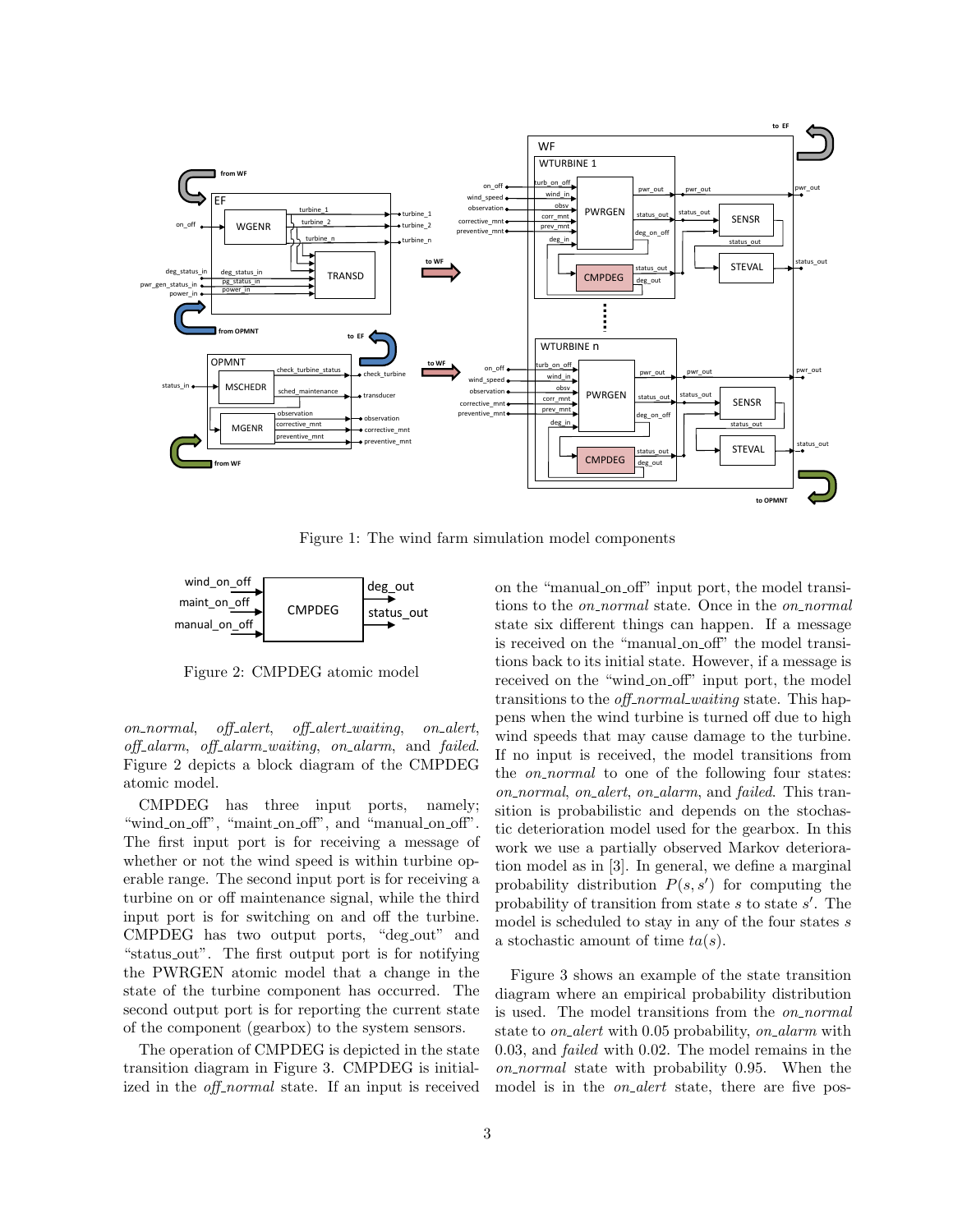Figure 1: The wind farm simulation model components

Figure 2: CMPDEG atomic model

*on_normal*, *off_alert*, *off_alert_waiting*, *on_alert*, *off_alarm*, *off_alarm_waiting*, *on_alarm*, and *failed*. Figure 2 depicts a block diagram of the CMPDEG atomic model.

CMPDEG has three input ports, namely; "wind_on_off", "maint_on_off", and "manual_on_off". The first input port is for receiving a message of whether or not the wind speed is within turbine operable range. The second input port is for receiving a turbine on or off maintenance signal, while the third input port is for switching on and off the turbine. CMPDEG has two output ports, "deg_out" and "status_out". The first output port is for notifying the PWRGEN atomic model that a change in the state of the turbine component has occurred. The second output port is for reporting the current state of the component (gearbox) to the system sensors.

The operation of CMPDEG is depicted in the state transition diagram in Figure 3. CMPDEG is initialized in the *off_normal* state. If an input is received on the "manual_on_off" input port, the model transitions to the *on_normal* state. Once in the *on_normal* state six different things can happen. If a message is received on the "manual_on_off" the model transitions back to its initial state. However, if a message is received on the "wind_on_off" input port, the model transitions to the *off_normal_waiting* state. This happens when the wind turbine is turned off due to high wind speeds that may cause damage to the turbine. If no input is received, the model transitions from the *on_normal* to one of the following four states: *on_normal*, *on_alert*, *on_alarm*, and *failed*. This transition is probabilistic and depends on the stochastic deterioration model used for the gearbox. In this work we use a partially observed Markov deterioration model as in [3]. In general, we define a marginal probability distribution $P(s, s')$ for computing the probability of transition from state $s$ to state $s'$. The model is scheduled to stay in any of the four states $s$ a stochastic amount of time $ta(s)$.

Figure 3 shows an example of the state transition diagram where an empirical probability distribution is used. The model transitions from the *on_normal* state to *on_alert* with 0.05 probability, *on_alarm* with 0.03, and *failed* with 0.02. The model remains in the *on_normal* state with probability 0.95. When the model is in the *on_alert* state, there are five pos-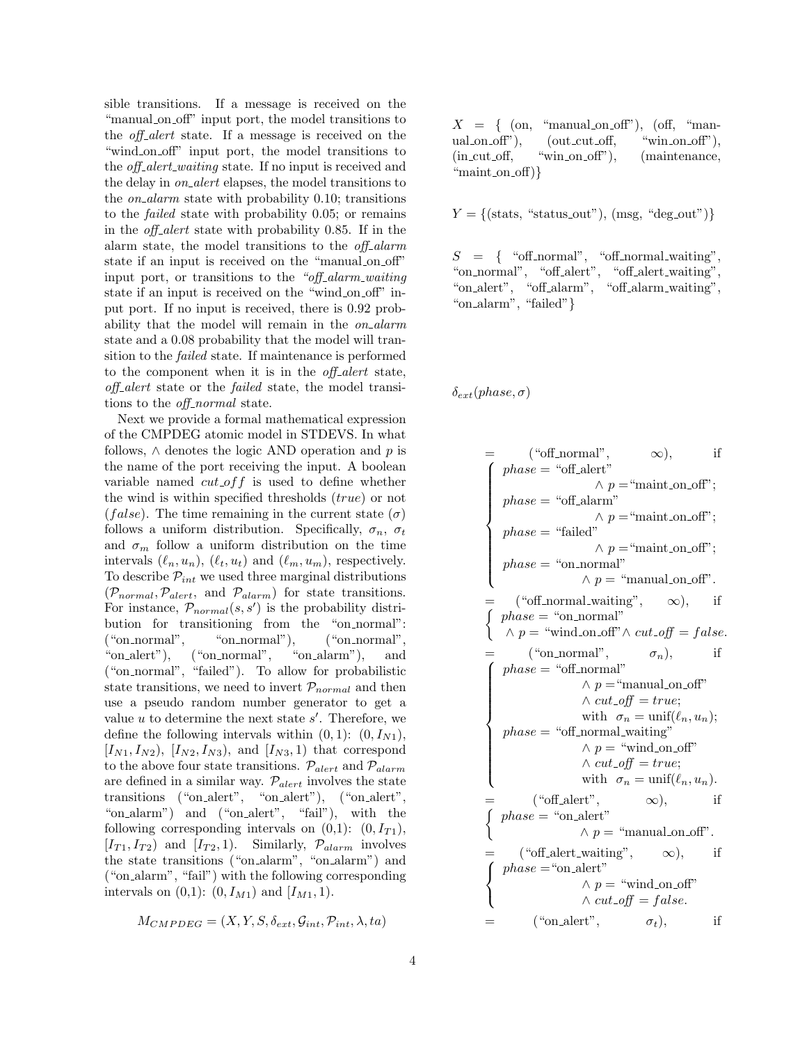sible transitions. If a message is received on the "manual_on_off" input port, the model transitions to the *off_alert* state. If a message is received on the "wind_on_off" input port, the model transitions to the *off_alert_waiting* state. If no input is received and the delay in *on_alert* elapses, the model transitions to the *on_alarm* state with probability 0.10; transitions to the *failed* state with probability 0.05; or remains in the *off_alert* state with probability 0.85. If in the alarm state, the model transitions to the *off_alarm* state if an input is received on the "manual_on_off" input port, or transitions to the *"off_alarm_waiting* state if an input is received on the "wind_on_off" input port. If no input is received, there is 0.92 probability that the model will remain in the *on_alarm* state and a 0.08 probability that the model will transition to the *failed* state. If maintenance is performed to the component when it is in the *off_alert* state, *off_alert* state or the *failed* state, the model transitions to the *off_normal* state.

Next we provide a formal mathematical expression of the CMPDEG atomic model in STDEVS. In what follows, $\wedge$ denotes the logic AND operation and $p$ is the name of the port receiving the input. A boolean variable named $cut\_off$ is used to define whether the wind is within specified thresholds ($true$) or not ($false$). The time remaining in the current state ($\sigma$) follows a uniform distribution. Specifically, $\sigma_n$, $\sigma_t$ and $\sigma_m$ follow a uniform distribution on the time intervals $(\ell_n, u_n)$, $(\ell_t, u_t)$ and $(\ell_m, u_m)$, respectively. To describe $\mathcal{P}_{int}$ we used three marginal distributions ($\mathcal{P}_{normal}, \mathcal{P}_{alert}$, and $\mathcal{P}_{alarm}$) for state transitions. For instance, $\mathcal{P}_{normal}(s, s')$ is the probability distribution for transitioning from the "on_normal": ("on_normal", "on_normal"), ("on_normal", "on_alert"), ("on_normal", "on_alarm"), and ("on_normal", "failed"). To allow for probabilistic state transitions, we need to invert $\mathcal{P}_{normal}$ and then use a pseudo random number generator to get a value $u$ to determine the next state $s'$. Therefore, we define the following intervals within (0, 1): $(0, I_{N1})$, $[I_{N1}, I_{N2})$, $[I_{N2}, I_{N3})$, and $[I_{N3}, 1)$ that correspond to the above four state transitions. $\mathcal{P}_{alert}$ and $\mathcal{P}_{alarm}$ are defined in a similar way. $\mathcal{P}_{alert}$ involves the state transitions ("on_alert", "on_alert"), ("on_alert", "on_alarm") and ("on_alert", "fail"), with the following corresponding intervals on (0,1): $(0, I_{T1})$, $[I_{T1}, I_{T2})$ and $[I_{T2}, 1)$. Similarly, $\mathcal{P}_{alarm}$ involves the state transitions ("on_alarm", "on_alarm") and ("on_alarm", "fail") with the following corresponding intervals on (0,1): $(0, I_{M1})$ and $[I_{M1}, 1)$.

$$M_{CMPDEG} = (X, Y, S, \delta_{ext}, \mathcal{G}_{int}, \mathcal{P}_{int}, \lambda, ta)$$

$X$ = { (on, "manual_on_off"), (off, "manual_on_off"), (out_cut_off, "win_on_off"), (in_cut_off, "win_on_off"), (maintenance, "maint_on_off)}

$Y$ = {(stats, "status_out"), (msg, "deg_out")}

$S$ = { "off_normal", "off_normal_waiting", "on_normal", "off_alert", "off_alert_waiting", "on_alert", "off_alarm", "off_alarm_waiting", "on_alarm", "failed"}

$\delta_{ext}(phase, \sigma)$

= ("off_normal", $\infty$), if
- $phase$ = "off_alert" $\wedge\ p$ = "maint_on_off";
- $phase$ = "off_alarm" $\wedge\ p$ = "maint_on_off";
- $phase$ = "failed" $\wedge\ p$ = "maint_on_off";
- $phase$ = "on_normal" $\wedge\ p$ = "manual_on_off".

= ("off_normal_waiting", $\infty$), if
- $phase$ = "on_normal" $\wedge\ p$ = "wind_on_off" $\wedge\ cut\_off = false$.

= ("on_normal", $\sigma_n$), if
- $phase$ = "off_normal" $\wedge\ p$ = "manual_on_off" $\wedge\ cut\_off = true$; with $\sigma_n = \text{unif}(\ell_n, u_n)$;
- $phase$ = "off_normal_waiting" $\wedge\ p$ = "wind_on_off" $\wedge\ cut\_off = true$; with $\sigma_n = \text{unif}(\ell_n, u_n)$.

= ("off_alert", $\infty$), if
- $phase$ = "on_alert" $\wedge\ p$ = "manual_on_off".

= ("off_alert_waiting", $\infty$), if
- $phase$ = "on_alert" $\wedge\ p$ = "wind_on_off" $\wedge\ cut\_off = false$.

= ("on_alert", $\sigma_t$), if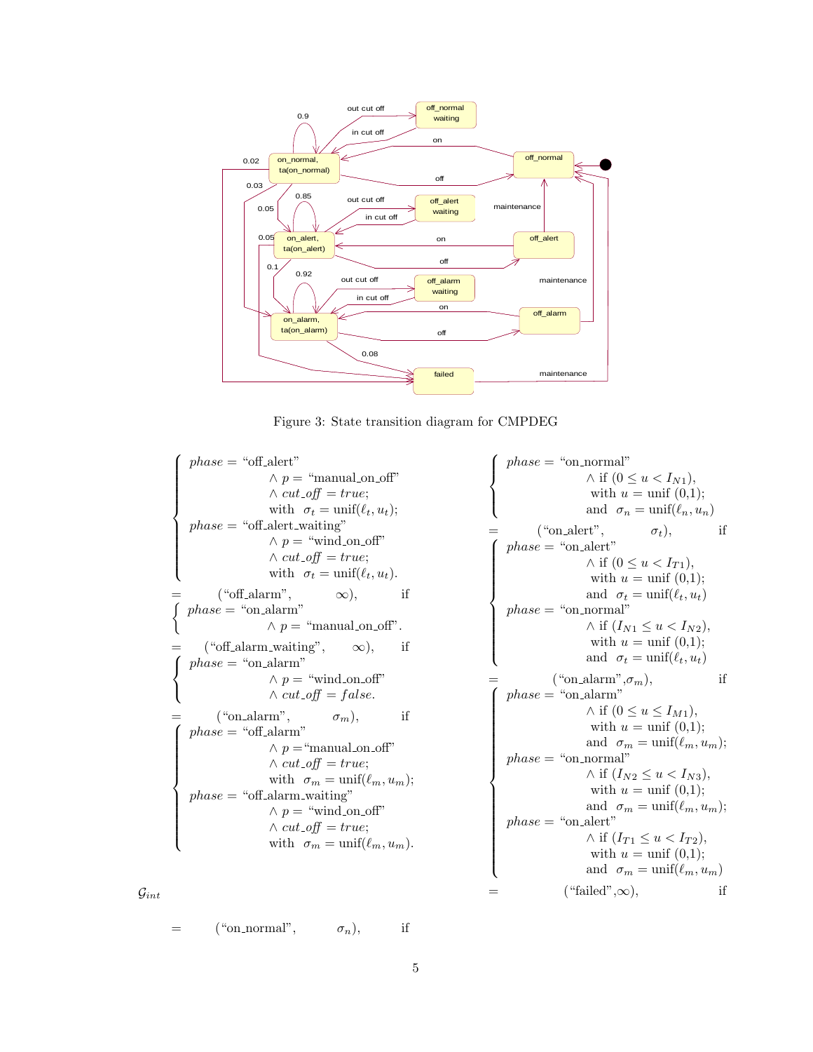Figure 3: State transition diagram for CMPDEG

$$
\left\{
\begin{array}{ll}
phase = \text{“off\_alert”} & \\
\quad \wedge\ p = \text{“manual\_on\_off”} & \\
\quad \wedge\ cut\_off = true; & \\
\quad \text{with}\ \ \sigma_t = \text{unif}(\ell_t, u_t); & \\
phase = \text{“off\_alert\_waiting”} & \\
\quad \wedge\ p = \text{“wind\_on\_off”} & \\
\quad \wedge\ cut\_off = true; & \\
\quad \text{with}\ \ \sigma_t = \text{unif}(\ell_t, u_t). &
\end{array}
\right.
$$

$$
= \quad (\text{“off\_alarm”}, \quad \infty), \qquad \text{if}
$$

$$
\left\{
\begin{array}{l}
phase = \text{“on\_alarm”} \\
\quad \wedge\ p = \text{“manual\_on\_off”}.
\end{array}
\right.
$$

$$
= \quad (\text{“off\_alarm\_waiting”}, \quad \infty), \qquad \text{if}
$$

$$
\left\{
\begin{array}{l}
phase = \text{“on\_alarm”} \\
\quad \wedge\ p = \text{“wind\_on\_off”} \\
\quad \wedge\ cut\_off = false.
\end{array}
\right.
$$

$$
= \quad (\text{“on\_alarm”}, \quad \sigma_m), \qquad \text{if}
$$

$$
\left\{
\begin{array}{l}
phase = \text{“off\_alarm”} \\
\quad \wedge\ p = \text{“manual\_on\_off”} \\
\quad \wedge\ cut\_off = true; \\
\quad \text{with}\ \ \sigma_m = \text{unif}(\ell_m, u_m); \\
phase = \text{“off\_alarm\_waiting”} \\
\quad \wedge\ p = \text{“wind\_on\_off”} \\
\quad \wedge\ cut\_off = true; \\
\quad \text{with}\ \ \sigma_m = \text{unif}(\ell_m, u_m).
\end{array}
\right.
$$

$$
\mathcal{G}_{int}
$$

$$
= \quad (\text{“on\_normal”}, \quad \sigma_n), \qquad \text{if}
$$

$$
\left\{
\begin{array}{l}
phase = \text{“on\_normal”} \\
\quad \wedge\ \text{if}\ (0 \leq u < I_{N1}), \\
\quad \text{with}\ u = \text{unif}\ (0,1); \\
\quad \text{and}\ \ \sigma_n = \text{unif}(\ell_n, u_n)
\end{array}
\right.
$$

$$
= \quad (\text{“on\_alert”}, \quad \sigma_t), \qquad \text{if}
$$

$$
\left\{
\begin{array}{l}
phase = \text{“on\_alert”} \\
\quad \wedge\ \text{if}\ (0 \leq u < I_{T1}), \\
\quad \text{with}\ u = \text{unif}\ (0,1); \\
\quad \text{and}\ \ \sigma_t = \text{unif}(\ell_t, u_t) \\
phase = \text{“on\_normal”} \\
\quad \wedge\ \text{if}\ (I_{N1} \leq u < I_{N2}), \\
\quad \text{with}\ u = \text{unif}\ (0,1); \\
\quad \text{and}\ \ \sigma_t = \text{unif}(\ell_t, u_t)
\end{array}
\right.
$$

$$
= \quad (\text{“on\_alarm”}, \sigma_m), \qquad \text{if}
$$

$$
\left\{
\begin{array}{l}
phase = \text{“on\_alarm”} \\
\quad \wedge\ \text{if}\ (0 \leq u \leq I_{M1}), \\
\quad \text{with}\ u = \text{unif}\ (0,1); \\
\quad \text{and}\ \ \sigma_m = \text{unif}(\ell_m, u_m); \\
phase = \text{“on\_normal”} \\
\quad \wedge\ \text{if}\ (I_{N2} \leq u < I_{N3}), \\
\quad \text{with}\ u = \text{unif}\ (0,1); \\
\quad \text{and}\ \ \sigma_m = \text{unif}(\ell_m, u_m); \\
phase = \text{“on\_alert”} \\
\quad \wedge\ \text{if}\ (I_{T1} \leq u < I_{T2}), \\
\quad \text{with}\ u = \text{unif}\ (0,1); \\
\quad \text{and}\ \ \sigma_m = \text{unif}(\ell_m, u_m)
\end{array}
\right.
$$

$$
= \quad (\text{“failed”}, \infty), \qquad \text{if}
$$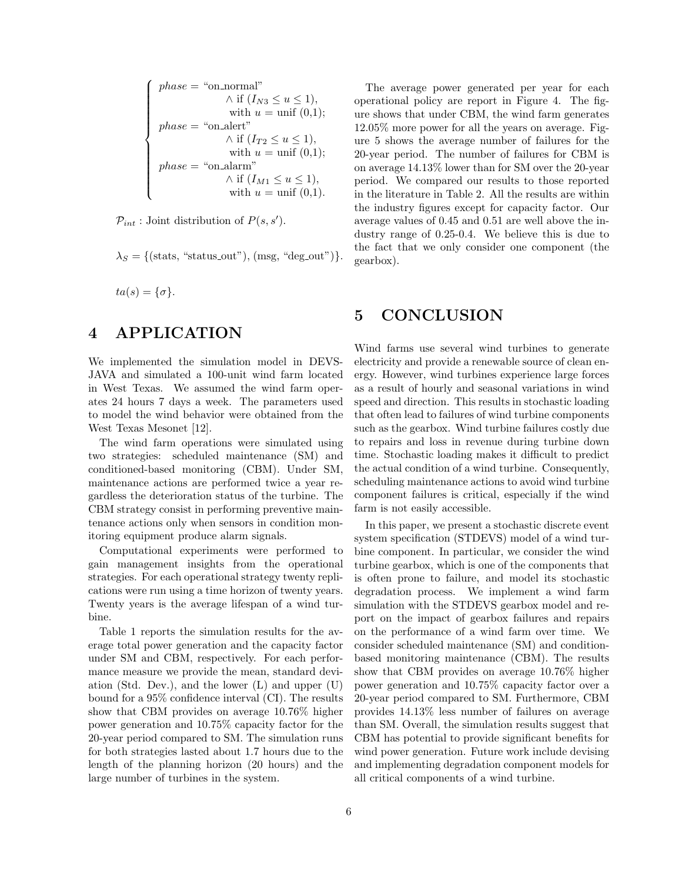$$
\left\{
\begin{array}{l}
phase = \text{"on\_normal"} \\
\qquad\qquad \wedge \text{ if } (I_{N3} \leq u \leq 1), \\
\qquad\qquad \text{ with } u = \text{unif } (0,1); \\
phase = \text{"on\_alert"} \\
\qquad\qquad \wedge \text{ if } (I_{T2} \leq u \leq 1), \\
\qquad\qquad \text{ with } u = \text{unif } (0,1); \\
phase = \text{"on\_alarm"} \\
\qquad\qquad \wedge \text{ if } (I_{M1} \leq u \leq 1), \\
\qquad\qquad \text{ with } u = \text{unif } (0,1).
\end{array}
\right.
$$

$\mathcal{P}_{int}$ : Joint distribution of $P(s, s')$.

$\lambda_S = \{(\text{stats, "status\_out"}), (\text{msg, "deg\_out"})\}$.

$ta(s) = \{\sigma\}$.

# 4 APPLICATION

We implemented the simulation model in DEVS-JAVA and simulated a 100-unit wind farm located in West Texas. We assumed the wind farm operates 24 hours 7 days a week. The parameters used to model the wind behavior were obtained from the West Texas Mesonet [12].

The wind farm operations were simulated using two strategies: scheduled maintenance (SM) and conditioned-based monitoring (CBM). Under SM, maintenance actions are performed twice a year regardless the deterioration status of the turbine. The CBM strategy consist in performing preventive maintenance actions only when sensors in condition monitoring equipment produce alarm signals.

Computational experiments were performed to gain management insights from the operational strategies. For each operational strategy twenty replications were run using a time horizon of twenty years. Twenty years is the average lifespan of a wind turbine.

Table 1 reports the simulation results for the average total power generation and the capacity factor under SM and CBM, respectively. For each performance measure we provide the mean, standard deviation (Std. Dev.), and the lower (L) and upper (U) bound for a 95% confidence interval (CI). The results show that CBM provides on average 10.76% higher power generation and 10.75% capacity factor for the 20-year period compared to SM. The simulation runs for both strategies lasted about 1.7 hours due to the length of the planning horizon (20 hours) and the large number of turbines in the system.

The average power generated per year for each operational policy are report in Figure 4. The figure shows that under CBM, the wind farm generates 12.05% more power for all the years on average. Figure 5 shows the average number of failures for the 20-year period. The number of failures for CBM is on average 14.13% lower than for SM over the 20-year period. We compared our results to those reported in the literature in Table 2. All the results are within the industry figures except for capacity factor. Our average values of 0.45 and 0.51 are well above the industry range of 0.25-0.4. We believe this is due to the fact that we only consider one component (the gearbox).

# 5 CONCLUSION

Wind farms use several wind turbines to generate electricity and provide a renewable source of clean energy. However, wind turbines experience large forces as a result of hourly and seasonal variations in wind speed and direction. This results in stochastic loading that often lead to failures of wind turbine components such as the gearbox. Wind turbine failures costly due to repairs and loss in revenue during turbine down time. Stochastic loading makes it difficult to predict the actual condition of a wind turbine. Consequently, scheduling maintenance actions to avoid wind turbine component failures is critical, especially if the wind farm is not easily accessible.

In this paper, we present a stochastic discrete event system specification (STDEVS) model of a wind turbine component. In particular, we consider the wind turbine gearbox, which is one of the components that is often prone to failure, and model its stochastic degradation process. We implement a wind farm simulation with the STDEVS gearbox model and report on the impact of gearbox failures and repairs on the performance of a wind farm over time. We consider scheduled maintenance (SM) and condition-based monitoring maintenance (CBM). The results show that CBM provides on average 10.76% higher power generation and 10.75% capacity factor over a 20-year period compared to SM. Furthermore, CBM provides 14.13% less number of failures on average than SM. Overall, the simulation results suggest that CBM has potential to provide significant benefits for wind power generation. Future work include devising and implementing degradation component models for all critical components of a wind turbine.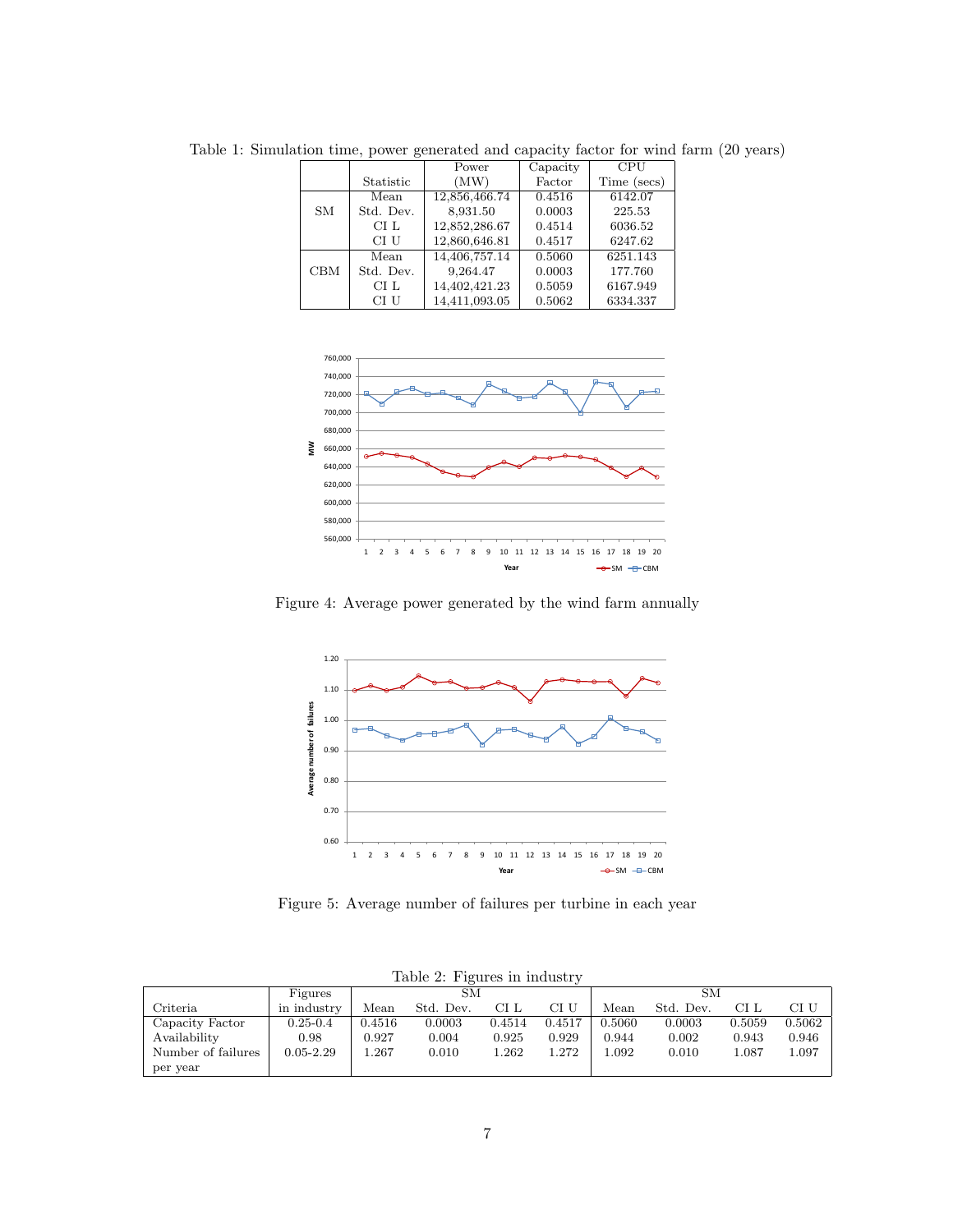Table 1: Simulation time, power generated and capacity factor for wind farm (20 years)

| | Statistic | Power (MW) | Capacity Factor | CPU Time (secs) |
|---|---|---|---|---|
| SM | Mean | 12,856,466.74 | 0.4516 | 6142.07 |
| | Std. Dev. | 8,931.50 | 0.0003 | 225.53 |
| | CI L | 12,852,286.67 | 0.4514 | 6036.52 |
| | CI U | 12,860,646.81 | 0.4517 | 6247.62 |
| CBM | Mean | 14,406,757.14 | 0.5060 | 6251.143 |
| | Std. Dev. | 9,264.47 | 0.0003 | 177.760 |
| | CI L | 14,402,421.23 | 0.5059 | 6167.949 |
| | CI U | 14,411,093.05 | 0.5062 | 6334.337 |

Figure 4: Average power generated by the wind farm annually

Figure 5: Average number of failures per turbine in each year

Table 2: Figures in industry

| Criteria | Figures in industry | SM | | | | SM | | | |
|---|---|---|---|---|---|---|---|---|---|
| | | Mean | Std. Dev. | CI L | CI U | Mean | Std. Dev. | CI L | CI U |
| Capacity Factor | 0.25-0.4 | 0.4516 | 0.0003 | 0.4514 | 0.4517 | 0.5060 | 0.0003 | 0.5059 | 0.5062 |
| Availability | 0.98 | 0.927 | 0.004 | 0.925 | 0.929 | 0.944 | 0.002 | 0.943 | 0.946 |
| Number of failures per year | 0.05-2.29 | 1.267 | 0.010 | 1.262 | 1.272 | 1.092 | 0.010 | 1.087 | 1.097 |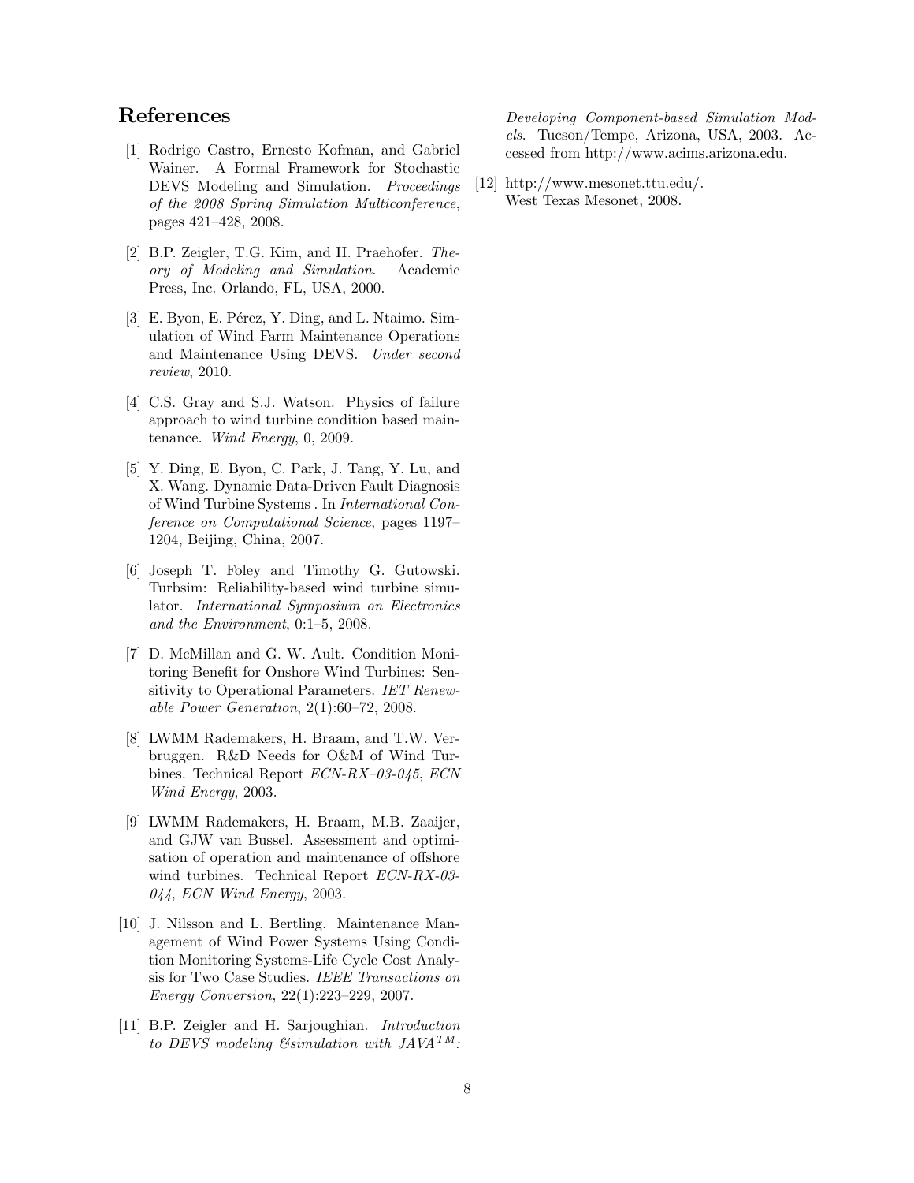# References

[1] Rodrigo Castro, Ernesto Kofman, and Gabriel Wainer. A Formal Framework for Stochastic DEVS Modeling and Simulation. *Proceedings of the 2008 Spring Simulation Multiconference*, pages 421–428, 2008.

[2] B.P. Zeigler, T.G. Kim, and H. Praehofer. *Theory of Modeling and Simulation*. Academic Press, Inc. Orlando, FL, USA, 2000.

[3] E. Byon, E. Pérez, Y. Ding, and L. Ntaimo. Simulation of Wind Farm Maintenance Operations and Maintenance Using DEVS. *Under second review*, 2010.

[4] C.S. Gray and S.J. Watson. Physics of failure approach to wind turbine condition based maintenance. *Wind Energy*, 0, 2009.

[5] Y. Ding, E. Byon, C. Park, J. Tang, Y. Lu, and X. Wang. Dynamic Data-Driven Fault Diagnosis of Wind Turbine Systems . In *International Conference on Computational Science*, pages 1197–1204, Beijing, China, 2007.

[6] Joseph T. Foley and Timothy G. Gutowski. Turbsim: Reliability-based wind turbine simulator. *International Symposium on Electronics and the Environment*, 0:1–5, 2008.

[7] D. McMillan and G. W. Ault. Condition Monitoring Benefit for Onshore Wind Turbines: Sensitivity to Operational Parameters. *IET Renewable Power Generation*, 2(1):60–72, 2008.

[8] LWMM Rademakers, H. Braam, and T.W. Verbruggen. R&D Needs for O&M of Wind Turbines. Technical Report *ECN-RX–03-045*, *ECN Wind Energy*, 2003.

[9] LWMM Rademakers, H. Braam, M.B. Zaaijer, and GJW van Bussel. Assessment and optimisation of operation and maintenance of offshore wind turbines. Technical Report *ECN-RX-03-044*, *ECN Wind Energy*, 2003.

[10] J. Nilsson and L. Bertling. Maintenance Management of Wind Power Systems Using Condition Monitoring Systems-Life Cycle Cost Analysis for Two Case Studies. *IEEE Transactions on Energy Conversion*, 22(1):223–229, 2007.

[11] B.P. Zeigler and H. Sarjoughian. *Introduction to DEVS modeling &simulation with JAVA$^{TM}$: Developing Component-based Simulation Models*. Tucson/Tempe, Arizona, USA, 2003. Accessed from http://www.acims.arizona.edu.

[12] http://www.mesonet.ttu.edu/. West Texas Mesonet, 2008.